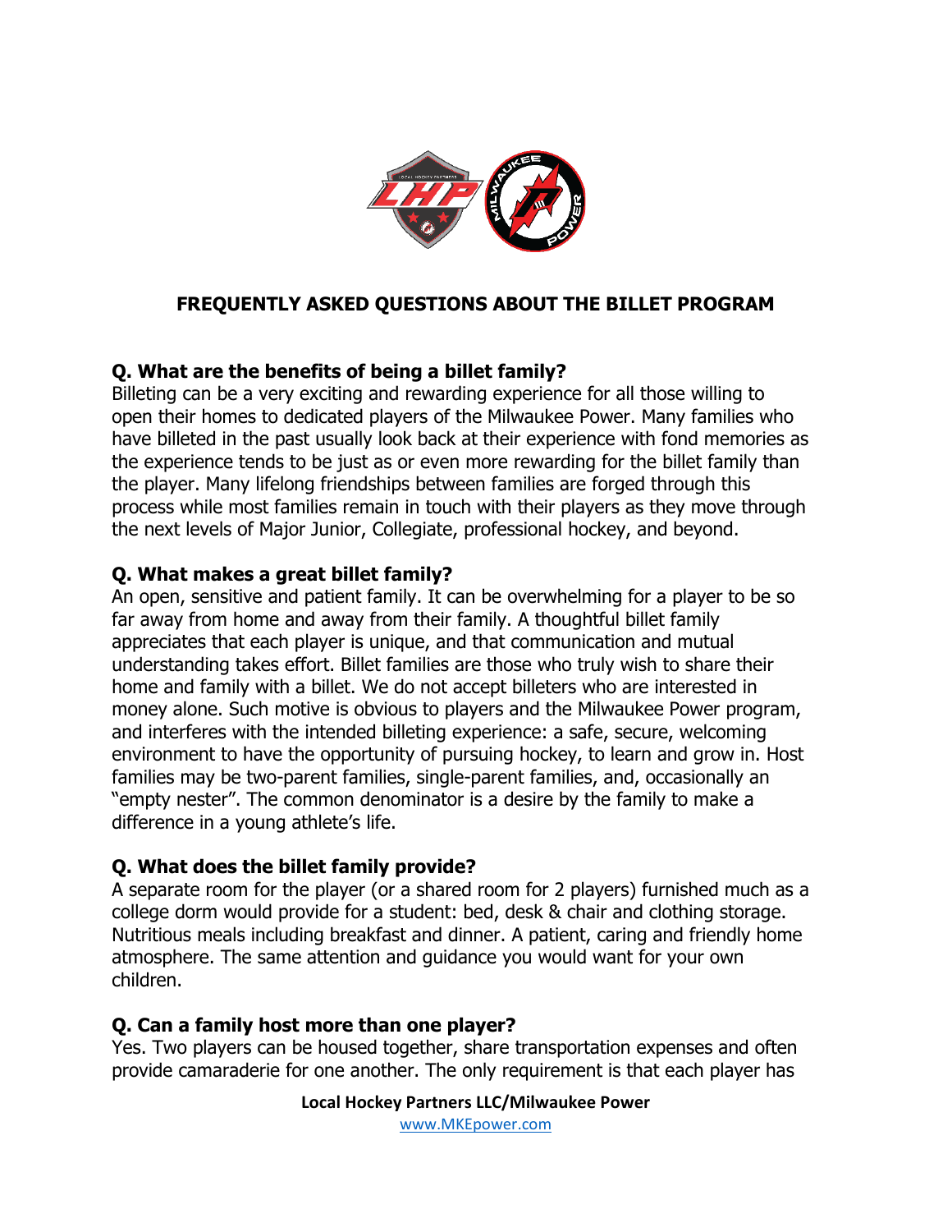# FREQUENTLY ASKED QUESTIONS ABOUT THE BILLET PROGRAM

### Q. What are the benefits of being a billet family?

Billeting can be a very exciting and rewarding experience for all those willing to open their homes to dedicated players of the Milwaukee Power. Many families who have billeted in the past usually look back at their experience with fond memories as the experience tends to be just as or even more rewarding for the billet family than the player. Many lifelong friendships between families are forged through this process while most families remain in touch with their players as they move through the next levels of Major Junior, Collegiate, professional hockey, and beyond.

### Q. What makes a great billet family?

An open, sensitive and patient family. It can be overwhelming for a player to be so far away from home and away from their family. A thoughtful billet family appreciates that each player is unique, and that communication and mutual understanding takes effort. Billet families are those who truly wish to share their home and family with a billet. We do not accept billeters who are interested in money alone. Such motive is obvious to players and the Milwaukee Power program, and interferes with the intended billeting experience: a safe, secure, welcoming environment to have the opportunity of pursuing hockey, to learn and grow in. Host families may be two-parent families, single-parent families, and, occasionally an "empty nester". The common denominator is a desire by the family to make a difference in a young athlete's life.

### Q. What does the billet family provide?

A separate room for the player (or a shared room for 2 players) furnished much as a college dorm would provide for a student: bed, desk & chair and clothing storage. Nutritious meals including breakfast and dinner. A patient, caring and friendly home atmosphere. The same attention and guidance you would want for your own children.

### Q. Can a family host more than one player?

Yes. Two players can be housed together, share transportation expenses and often provide camaraderie for one another. The only requirement is that each player has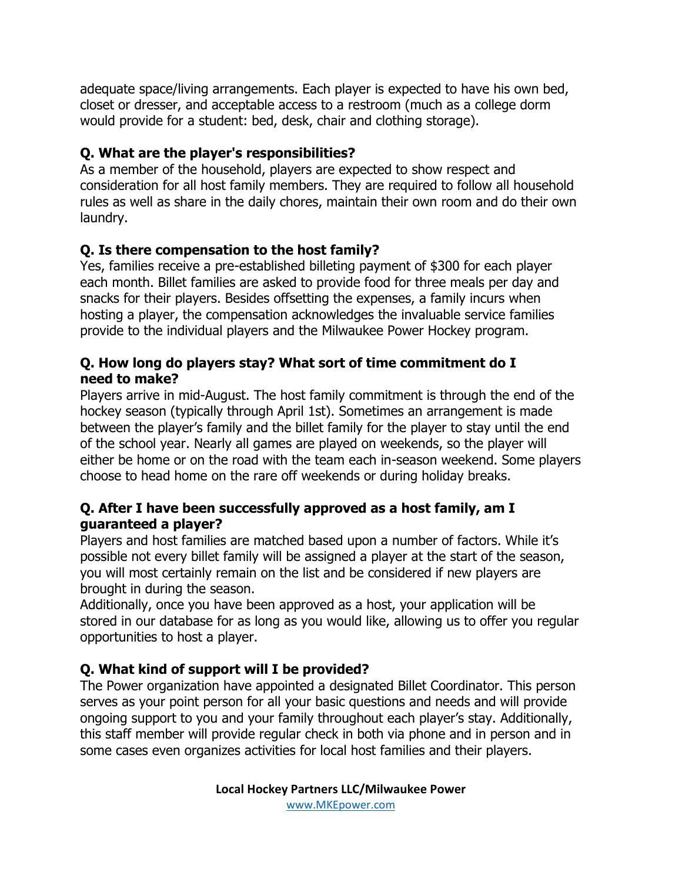adequate space/living arrangements. Each player is expected to have his own bed, closet or dresser, and acceptable access to a restroom (much as a college dorm would provide for a student: bed, desk, chair and clothing storage).

**Q. What are the player's responsibilities?**
As a member of the household, players are expected to show respect and consideration for all host family members. They are required to follow all household rules as well as share in the daily chores, maintain their own room and do their own laundry.

**Q. Is there compensation to the host family?**
Yes, families receive a pre-established billeting payment of $300 for each player each month. Billet families are asked to provide food for three meals per day and snacks for their players. Besides offsetting the expenses, a family incurs when hosting a player, the compensation acknowledges the invaluable service families provide to the individual players and the Milwaukee Power Hockey program.

**Q. How long do players stay? What sort of time commitment do I need to make?**
Players arrive in mid-August. The host family commitment is through the end of the hockey season (typically through April 1st). Sometimes an arrangement is made between the player's family and the billet family for the player to stay until the end of the school year. Nearly all games are played on weekends, so the player will either be home or on the road with the team each in-season weekend. Some players choose to head home on the rare off weekends or during holiday breaks.

**Q. After I have been successfully approved as a host family, am I guaranteed a player?**
Players and host families are matched based upon a number of factors. While it's possible not every billet family will be assigned a player at the start of the season, you will most certainly remain on the list and be considered if new players are brought in during the season.
Additionally, once you have been approved as a host, your application will be stored in our database for as long as you would like, allowing us to offer you regular opportunities to host a player.

**Q. What kind of support will I be provided?**
The Power organization have appointed a designated Billet Coordinator. This person serves as your point person for all your basic questions and needs and will provide ongoing support to you and your family throughout each player's stay. Additionally, this staff member will provide regular check in both via phone and in person and in some cases even organizes activities for local host families and their players.

**Local Hockey Partners LLC/Milwaukee Power**
www.MKEpower.com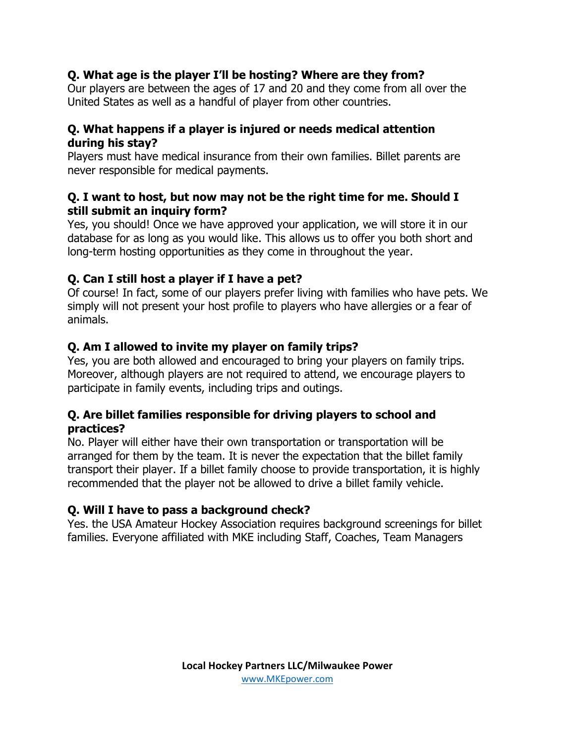**Q. What age is the player I'll be hosting? Where are they from?**
Our players are between the ages of 17 and 20 and they come from all over the United States as well as a handful of player from other countries.

**Q. What happens if a player is injured or needs medical attention during his stay?**
Players must have medical insurance from their own families. Billet parents are never responsible for medical payments.

**Q. I want to host, but now may not be the right time for me. Should I still submit an inquiry form?**
Yes, you should! Once we have approved your application, we will store it in our database for as long as you would like. This allows us to offer you both short and long-term hosting opportunities as they come in throughout the year.

**Q. Can I still host a player if I have a pet?**
Of course! In fact, some of our players prefer living with families who have pets. We simply will not present your host profile to players who have allergies or a fear of animals.

**Q. Am I allowed to invite my player on family trips?**
Yes, you are both allowed and encouraged to bring your players on family trips. Moreover, although players are not required to attend, we encourage players to participate in family events, including trips and outings.

**Q. Are billet families responsible for driving players to school and practices?**
No. Player will either have their own transportation or transportation will be arranged for them by the team. It is never the expectation that the billet family transport their player. If a billet family choose to provide transportation, it is highly recommended that the player not be allowed to drive a billet family vehicle.

**Q. Will I have to pass a background check?**
Yes. the USA Amateur Hockey Association requires background screenings for billet families. Everyone affiliated with MKE including Staff, Coaches, Team Managers

**Local Hockey Partners LLC/Milwaukee Power**
www.MKEpower.com